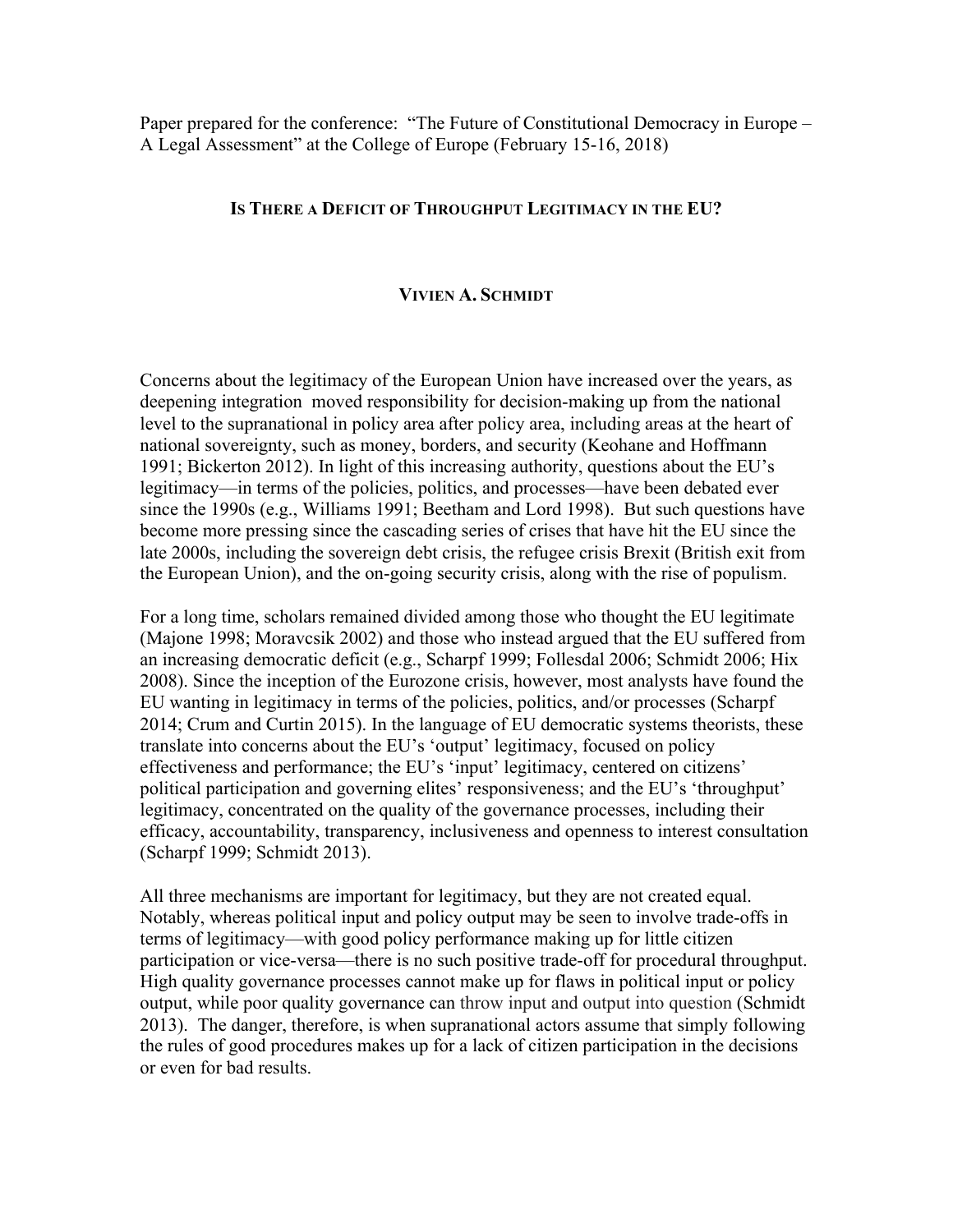Paper prepared for the conference: "The Future of Constitutional Democracy in Europe – A Legal Assessment" at the College of Europe (February 15-16, 2018)

# IS THERE A DEFICIT OF THROUGHPUT LEGITIMACY IN THE EU?

**VIVIEN A. SCHMIDT**

Concerns about the legitimacy of the European Union have increased over the years, as deepening integration moved responsibility for decision-making up from the national level to the supranational in policy area after policy area, including areas at the heart of national sovereignty, such as money, borders, and security (Keohane and Hoffmann 1991; Bickerton 2012). In light of this increasing authority, questions about the EU's legitimacy—in terms of the policies, politics, and processes—have been debated ever since the 1990s (e.g., Williams 1991; Beetham and Lord 1998). But such questions have become more pressing since the cascading series of crises that have hit the EU since the late 2000s, including the sovereign debt crisis, the refugee crisis Brexit (British exit from the European Union), and the on-going security crisis, along with the rise of populism.

For a long time, scholars remained divided among those who thought the EU legitimate (Majone 1998; Moravcsik 2002) and those who instead argued that the EU suffered from an increasing democratic deficit (e.g., Scharpf 1999; Follesdal 2006; Schmidt 2006; Hix 2008). Since the inception of the Eurozone crisis, however, most analysts have found the EU wanting in legitimacy in terms of the policies, politics, and/or processes (Scharpf 2014; Crum and Curtin 2015). In the language of EU democratic systems theorists, these translate into concerns about the EU's 'output' legitimacy, focused on policy effectiveness and performance; the EU's 'input' legitimacy, centered on citizens' political participation and governing elites' responsiveness; and the EU's 'throughput' legitimacy, concentrated on the quality of the governance processes, including their efficacy, accountability, transparency, inclusiveness and openness to interest consultation (Scharpf 1999; Schmidt 2013).

All three mechanisms are important for legitimacy, but they are not created equal. Notably, whereas political input and policy output may be seen to involve trade-offs in terms of legitimacy—with good policy performance making up for little citizen participation or vice-versa—there is no such positive trade-off for procedural throughput. High quality governance processes cannot make up for flaws in political input or policy output, while poor quality governance can throw input and output into question (Schmidt 2013). The danger, therefore, is when supranational actors assume that simply following the rules of good procedures makes up for a lack of citizen participation in the decisions or even for bad results.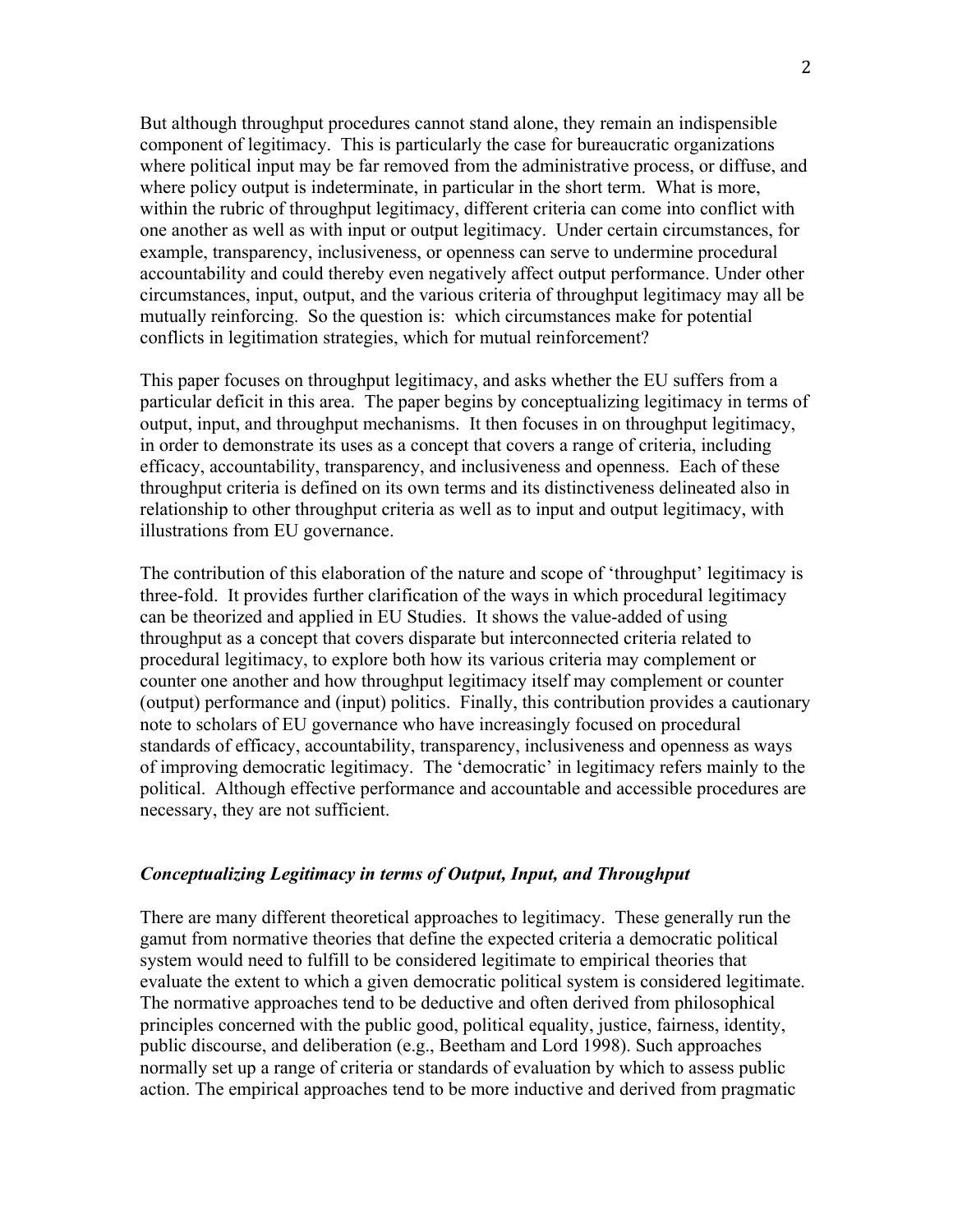But although throughput procedures cannot stand alone, they remain an indispensible component of legitimacy. This is particularly the case for bureaucratic organizations where political input may be far removed from the administrative process, or diffuse, and where policy output is indeterminate, in particular in the short term. What is more, within the rubric of throughput legitimacy, different criteria can come into conflict with one another as well as with input or output legitimacy. Under certain circumstances, for example, transparency, inclusiveness, or openness can serve to undermine procedural accountability and could thereby even negatively affect output performance. Under other circumstances, input, output, and the various criteria of throughput legitimacy may all be mutually reinforcing. So the question is: which circumstances make for potential conflicts in legitimation strategies, which for mutual reinforcement?

This paper focuses on throughput legitimacy, and asks whether the EU suffers from a particular deficit in this area. The paper begins by conceptualizing legitimacy in terms of output, input, and throughput mechanisms. It then focuses in on throughput legitimacy, in order to demonstrate its uses as a concept that covers a range of criteria, including efficacy, accountability, transparency, and inclusiveness and openness. Each of these throughput criteria is defined on its own terms and its distinctiveness delineated also in relationship to other throughput criteria as well as to input and output legitimacy, with illustrations from EU governance.

The contribution of this elaboration of the nature and scope of 'throughput' legitimacy is three-fold. It provides further clarification of the ways in which procedural legitimacy can be theorized and applied in EU Studies. It shows the value-added of using throughput as a concept that covers disparate but interconnected criteria related to procedural legitimacy, to explore both how its various criteria may complement or counter one another and how throughput legitimacy itself may complement or counter (output) performance and (input) politics. Finally, this contribution provides a cautionary note to scholars of EU governance who have increasingly focused on procedural standards of efficacy, accountability, transparency, inclusiveness and openness as ways of improving democratic legitimacy. The 'democratic' in legitimacy refers mainly to the political. Although effective performance and accountable and accessible procedures are necessary, they are not sufficient.

### *Conceptualizing Legitimacy in terms of Output, Input, and Throughput*

There are many different theoretical approaches to legitimacy. These generally run the gamut from normative theories that define the expected criteria a democratic political system would need to fulfill to be considered legitimate to empirical theories that evaluate the extent to which a given democratic political system is considered legitimate. The normative approaches tend to be deductive and often derived from philosophical principles concerned with the public good, political equality, justice, fairness, identity, public discourse, and deliberation (e.g., Beetham and Lord 1998). Such approaches normally set up a range of criteria or standards of evaluation by which to assess public action. The empirical approaches tend to be more inductive and derived from pragmatic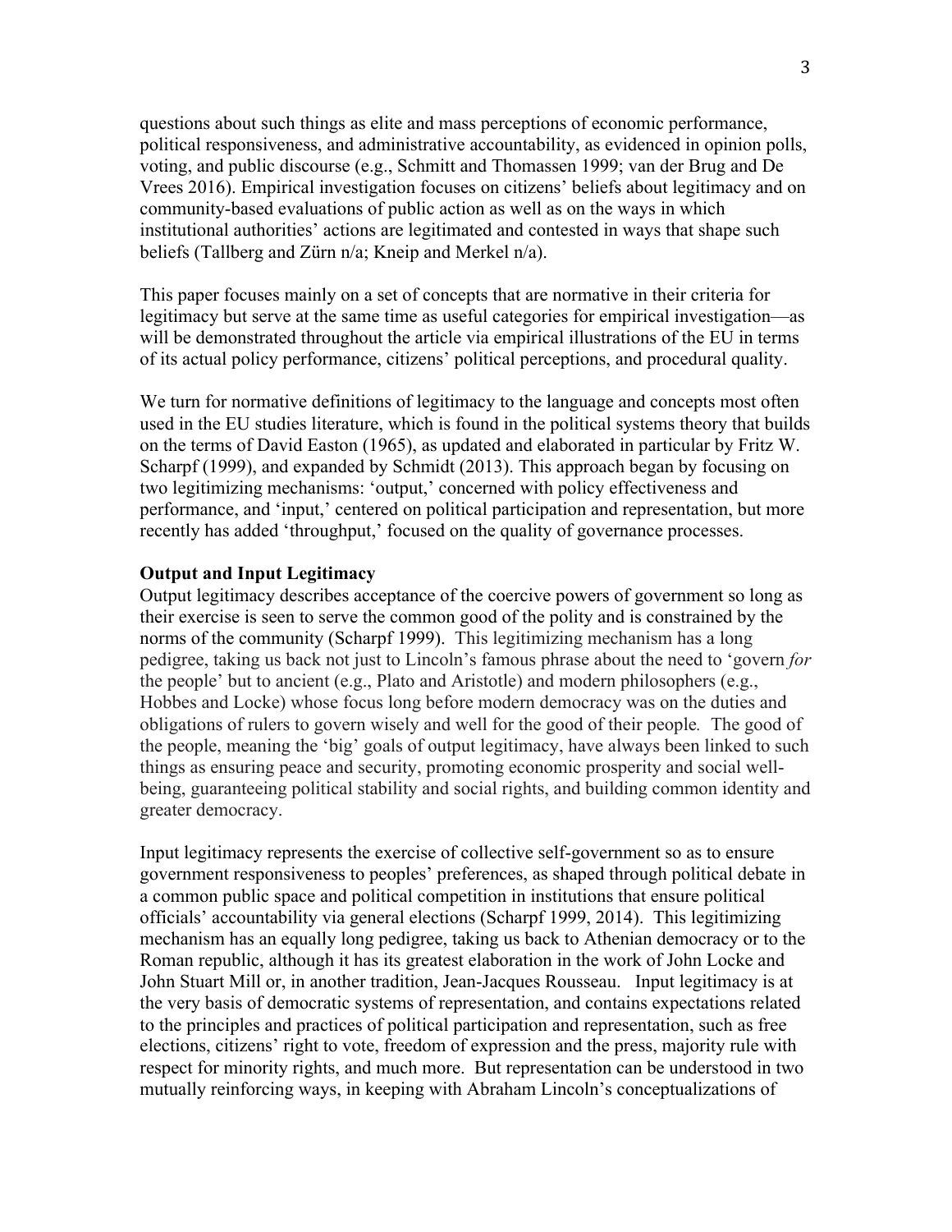questions about such things as elite and mass perceptions of economic performance, political responsiveness, and administrative accountability, as evidenced in opinion polls, voting, and public discourse (e.g., Schmitt and Thomassen 1999; van der Brug and De Vrees 2016). Empirical investigation focuses on citizens' beliefs about legitimacy and on community-based evaluations of public action as well as on the ways in which institutional authorities' actions are legitimated and contested in ways that shape such beliefs (Tallberg and Zürn n/a; Kneip and Merkel n/a).

This paper focuses mainly on a set of concepts that are normative in their criteria for legitimacy but serve at the same time as useful categories for empirical investigation—as will be demonstrated throughout the article via empirical illustrations of the EU in terms of its actual policy performance, citizens' political perceptions, and procedural quality.

We turn for normative definitions of legitimacy to the language and concepts most often used in the EU studies literature, which is found in the political systems theory that builds on the terms of David Easton (1965), as updated and elaborated in particular by Fritz W. Scharpf (1999), and expanded by Schmidt (2013). This approach began by focusing on two legitimizing mechanisms: 'output,' concerned with policy effectiveness and performance, and 'input,' centered on political participation and representation, but more recently has added 'throughput,' focused on the quality of governance processes.

**Output and Input Legitimacy**

Output legitimacy describes acceptance of the coercive powers of government so long as their exercise is seen to serve the common good of the polity and is constrained by the norms of the community (Scharpf 1999). This legitimizing mechanism has a long pedigree, taking us back not just to Lincoln's famous phrase about the need to 'govern *for* the people' but to ancient (e.g., Plato and Aristotle) and modern philosophers (e.g., Hobbes and Locke) whose focus long before modern democracy was on the duties and obligations of rulers to govern wisely and well for the good of their people. The good of the people, meaning the 'big' goals of output legitimacy, have always been linked to such things as ensuring peace and security, promoting economic prosperity and social well-being, guaranteeing political stability and social rights, and building common identity and greater democracy.

Input legitimacy represents the exercise of collective self-government so as to ensure government responsiveness to peoples' preferences, as shaped through political debate in a common public space and political competition in institutions that ensure political officials' accountability via general elections (Scharpf 1999, 2014). This legitimizing mechanism has an equally long pedigree, taking us back to Athenian democracy or to the Roman republic, although it has its greatest elaboration in the work of John Locke and John Stuart Mill or, in another tradition, Jean-Jacques Rousseau. Input legitimacy is at the very basis of democratic systems of representation, and contains expectations related to the principles and practices of political participation and representation, such as free elections, citizens' right to vote, freedom of expression and the press, majority rule with respect for minority rights, and much more. But representation can be understood in two mutually reinforcing ways, in keeping with Abraham Lincoln's conceptualizations of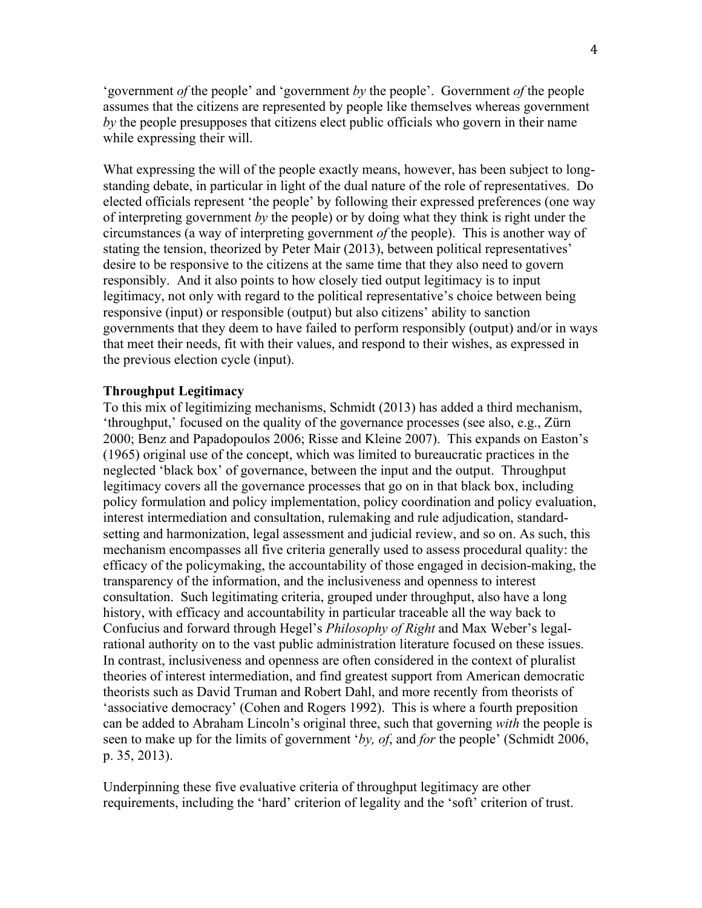'government *of* the people' and 'government *by* the people'. Government *of* the people assumes that the citizens are represented by people like themselves whereas government *by* the people presupposes that citizens elect public officials who govern in their name while expressing their will.

What expressing the will of the people exactly means, however, has been subject to long-standing debate, in particular in light of the dual nature of the role of representatives. Do elected officials represent 'the people' by following their expressed preferences (one way of interpreting government *by* the people) or by doing what they think is right under the circumstances (a way of interpreting government *of* the people). This is another way of stating the tension, theorized by Peter Mair (2013), between political representatives' desire to be responsive to the citizens at the same time that they also need to govern responsibly. And it also points to how closely tied output legitimacy is to input legitimacy, not only with regard to the political representative's choice between being responsive (input) or responsible (output) but also citizens' ability to sanction governments that they deem to have failed to perform responsibly (output) and/or in ways that meet their needs, fit with their values, and respond to their wishes, as expressed in the previous election cycle (input).

**Throughput Legitimacy**

To this mix of legitimizing mechanisms, Schmidt (2013) has added a third mechanism, 'throughput,' focused on the quality of the governance processes (see also, e.g., Zürn 2000; Benz and Papadopoulos 2006; Risse and Kleine 2007). This expands on Easton's (1965) original use of the concept, which was limited to bureaucratic practices in the neglected 'black box' of governance, between the input and the output. Throughput legitimacy covers all the governance processes that go on in that black box, including policy formulation and policy implementation, policy coordination and policy evaluation, interest intermediation and consultation, rulemaking and rule adjudication, standard-setting and harmonization, legal assessment and judicial review, and so on. As such, this mechanism encompasses all five criteria generally used to assess procedural quality: the efficacy of the policymaking, the accountability of those engaged in decision-making, the transparency of the information, and the inclusiveness and openness to interest consultation. Such legitimating criteria, grouped under throughput, also have a long history, with efficacy and accountability in particular traceable all the way back to Confucius and forward through Hegel's *Philosophy of Right* and Max Weber's legal-rational authority on to the vast public administration literature focused on these issues. In contrast, inclusiveness and openness are often considered in the context of pluralist theories of interest intermediation, and find greatest support from American democratic theorists such as David Truman and Robert Dahl, and more recently from theorists of 'associative democracy' (Cohen and Rogers 1992). This is where a fourth preposition can be added to Abraham Lincoln's original three, such that governing *with* the people is seen to make up for the limits of government '*by, of*, and *for* the people' (Schmidt 2006, p. 35, 2013).

Underpinning these five evaluative criteria of throughput legitimacy are other requirements, including the 'hard' criterion of legality and the 'soft' criterion of trust.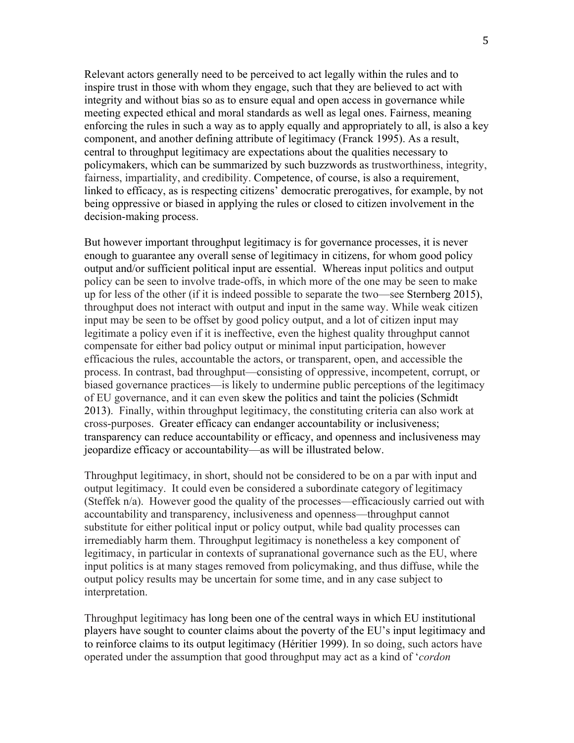Relevant actors generally need to be perceived to act legally within the rules and to inspire trust in those with whom they engage, such that they are believed to act with integrity and without bias so as to ensure equal and open access in governance while meeting expected ethical and moral standards as well as legal ones. Fairness, meaning enforcing the rules in such a way as to apply equally and appropriately to all, is also a key component, and another defining attribute of legitimacy (Franck 1995). As a result, central to throughput legitimacy are expectations about the qualities necessary to policymakers, which can be summarized by such buzzwords as trustworthiness, integrity, fairness, impartiality, and credibility. Competence, of course, is also a requirement, linked to efficacy, as is respecting citizens' democratic prerogatives, for example, by not being oppressive or biased in applying the rules or closed to citizen involvement in the decision-making process.

But however important throughput legitimacy is for governance processes, it is never enough to guarantee any overall sense of legitimacy in citizens, for whom good policy output and/or sufficient political input are essential. Whereas input politics and output policy can be seen to involve trade-offs, in which more of the one may be seen to make up for less of the other (if it is indeed possible to separate the two—see Sternberg 2015), throughput does not interact with output and input in the same way. While weak citizen input may be seen to be offset by good policy output, and a lot of citizen input may legitimate a policy even if it is ineffective, even the highest quality throughput cannot compensate for either bad policy output or minimal input participation, however efficacious the rules, accountable the actors, or transparent, open, and accessible the process. In contrast, bad throughput—consisting of oppressive, incompetent, corrupt, or biased governance practices—is likely to undermine public perceptions of the legitimacy of EU governance, and it can even skew the politics and taint the policies (Schmidt 2013). Finally, within throughput legitimacy, the constituting criteria can also work at cross-purposes. Greater efficacy can endanger accountability or inclusiveness; transparency can reduce accountability or efficacy, and openness and inclusiveness may jeopardize efficacy or accountability—as will be illustrated below.

Throughput legitimacy, in short, should not be considered to be on a par with input and output legitimacy. It could even be considered a subordinate category of legitimacy (Steffek n/a). However good the quality of the processes—efficaciously carried out with accountability and transparency, inclusiveness and openness—throughput cannot substitute for either political input or policy output, while bad quality processes can irremediably harm them. Throughput legitimacy is nonetheless a key component of legitimacy, in particular in contexts of supranational governance such as the EU, where input politics is at many stages removed from policymaking, and thus diffuse, while the output policy results may be uncertain for some time, and in any case subject to interpretation.

Throughput legitimacy has long been one of the central ways in which EU institutional players have sought to counter claims about the poverty of the EU's input legitimacy and to reinforce claims to its output legitimacy (Héritier 1999). In so doing, such actors have operated under the assumption that good throughput may act as a kind of '*cordon*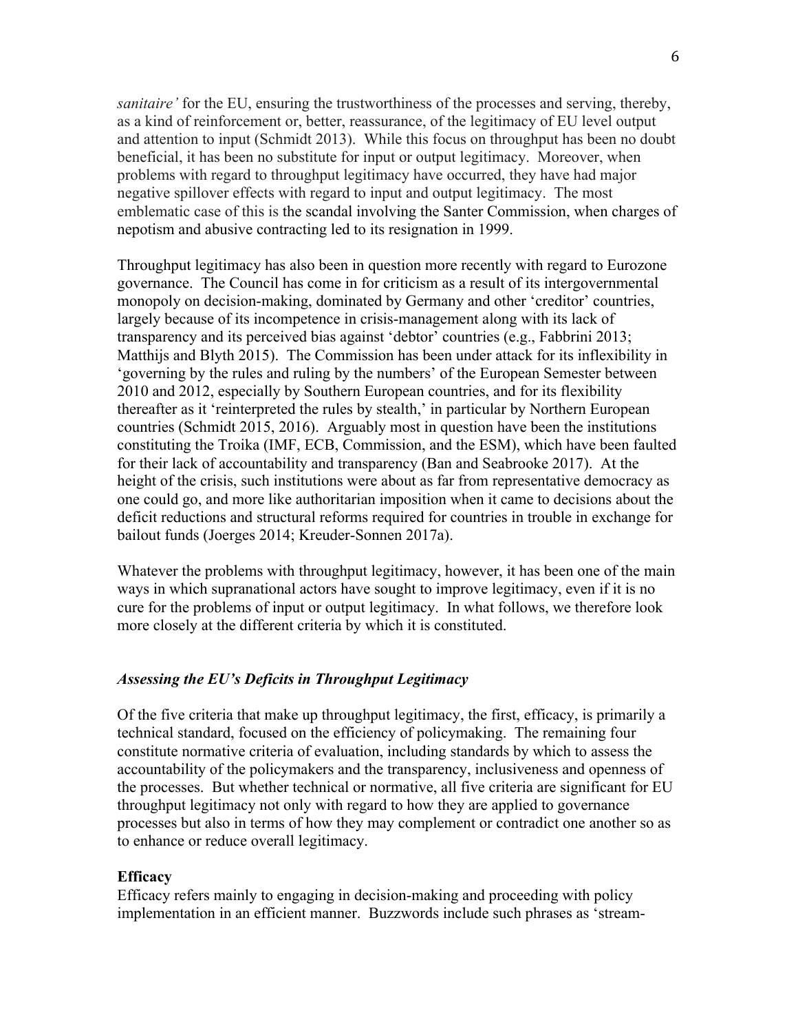*sanitaire'* for the EU, ensuring the trustworthiness of the processes and serving, thereby, as a kind of reinforcement or, better, reassurance, of the legitimacy of EU level output and attention to input (Schmidt 2013). While this focus on throughput has been no doubt beneficial, it has been no substitute for input or output legitimacy. Moreover, when problems with regard to throughput legitimacy have occurred, they have had major negative spillover effects with regard to input and output legitimacy. The most emblematic case of this is the scandal involving the Santer Commission, when charges of nepotism and abusive contracting led to its resignation in 1999.

Throughput legitimacy has also been in question more recently with regard to Eurozone governance. The Council has come in for criticism as a result of its intergovernmental monopoly on decision-making, dominated by Germany and other 'creditor' countries, largely because of its incompetence in crisis-management along with its lack of transparency and its perceived bias against 'debtor' countries (e.g., Fabbrini 2013; Matthijs and Blyth 2015). The Commission has been under attack for its inflexibility in 'governing by the rules and ruling by the numbers' of the European Semester between 2010 and 2012, especially by Southern European countries, and for its flexibility thereafter as it 'reinterpreted the rules by stealth,' in particular by Northern European countries (Schmidt 2015, 2016). Arguably most in question have been the institutions constituting the Troika (IMF, ECB, Commission, and the ESM), which have been faulted for their lack of accountability and transparency (Ban and Seabrooke 2017). At the height of the crisis, such institutions were about as far from representative democracy as one could go, and more like authoritarian imposition when it came to decisions about the deficit reductions and structural reforms required for countries in trouble in exchange for bailout funds (Joerges 2014; Kreuder-Sonnen 2017a).

Whatever the problems with throughput legitimacy, however, it has been one of the main ways in which supranational actors have sought to improve legitimacy, even if it is no cure for the problems of input or output legitimacy. In what follows, we therefore look more closely at the different criteria by which it is constituted.

### *Assessing the EU's Deficits in Throughput Legitimacy*

Of the five criteria that make up throughput legitimacy, the first, efficacy, is primarily a technical standard, focused on the efficiency of policymaking. The remaining four constitute normative criteria of evaluation, including standards by which to assess the accountability of the policymakers and the transparency, inclusiveness and openness of the processes. But whether technical or normative, all five criteria are significant for EU throughput legitimacy not only with regard to how they are applied to governance processes but also in terms of how they may complement or contradict one another so as to enhance or reduce overall legitimacy.

#### **Efficacy**

Efficacy refers mainly to engaging in decision-making and proceeding with policy implementation in an efficient manner. Buzzwords include such phrases as 'stream-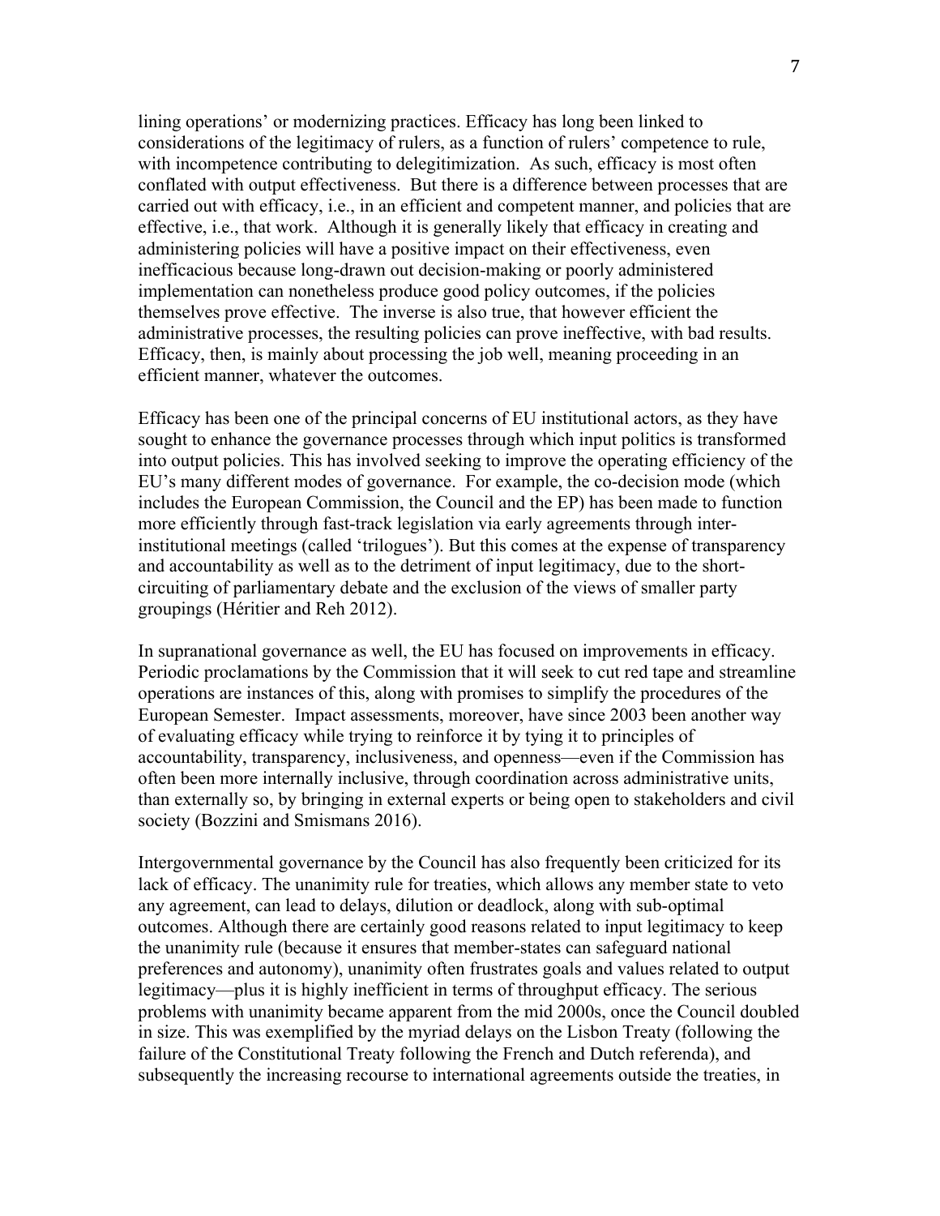lining operations' or modernizing practices. Efficacy has long been linked to considerations of the legitimacy of rulers, as a function of rulers' competence to rule, with incompetence contributing to delegitimization. As such, efficacy is most often conflated with output effectiveness. But there is a difference between processes that are carried out with efficacy, i.e., in an efficient and competent manner, and policies that are effective, i.e., that work. Although it is generally likely that efficacy in creating and administering policies will have a positive impact on their effectiveness, even inefficacious because long-drawn out decision-making or poorly administered implementation can nonetheless produce good policy outcomes, if the policies themselves prove effective. The inverse is also true, that however efficient the administrative processes, the resulting policies can prove ineffective, with bad results. Efficacy, then, is mainly about processing the job well, meaning proceeding in an efficient manner, whatever the outcomes.

Efficacy has been one of the principal concerns of EU institutional actors, as they have sought to enhance the governance processes through which input politics is transformed into output policies. This has involved seeking to improve the operating efficiency of the EU's many different modes of governance. For example, the co-decision mode (which includes the European Commission, the Council and the EP) has been made to function more efficiently through fast-track legislation via early agreements through inter-institutional meetings (called 'trilogues'). But this comes at the expense of transparency and accountability as well as to the detriment of input legitimacy, due to the short-circuiting of parliamentary debate and the exclusion of the views of smaller party groupings (Héritier and Reh 2012).

In supranational governance as well, the EU has focused on improvements in efficacy. Periodic proclamations by the Commission that it will seek to cut red tape and streamline operations are instances of this, along with promises to simplify the procedures of the European Semester. Impact assessments, moreover, have since 2003 been another way of evaluating efficacy while trying to reinforce it by tying it to principles of accountability, transparency, inclusiveness, and openness—even if the Commission has often been more internally inclusive, through coordination across administrative units, than externally so, by bringing in external experts or being open to stakeholders and civil society (Bozzini and Smismans 2016).

Intergovernmental governance by the Council has also frequently been criticized for its lack of efficacy. The unanimity rule for treaties, which allows any member state to veto any agreement, can lead to delays, dilution or deadlock, along with sub-optimal outcomes. Although there are certainly good reasons related to input legitimacy to keep the unanimity rule (because it ensures that member-states can safeguard national preferences and autonomy), unanimity often frustrates goals and values related to output legitimacy—plus it is highly inefficient in terms of throughput efficacy. The serious problems with unanimity became apparent from the mid 2000s, once the Council doubled in size. This was exemplified by the myriad delays on the Lisbon Treaty (following the failure of the Constitutional Treaty following the French and Dutch referenda), and subsequently the increasing recourse to international agreements outside the treaties, in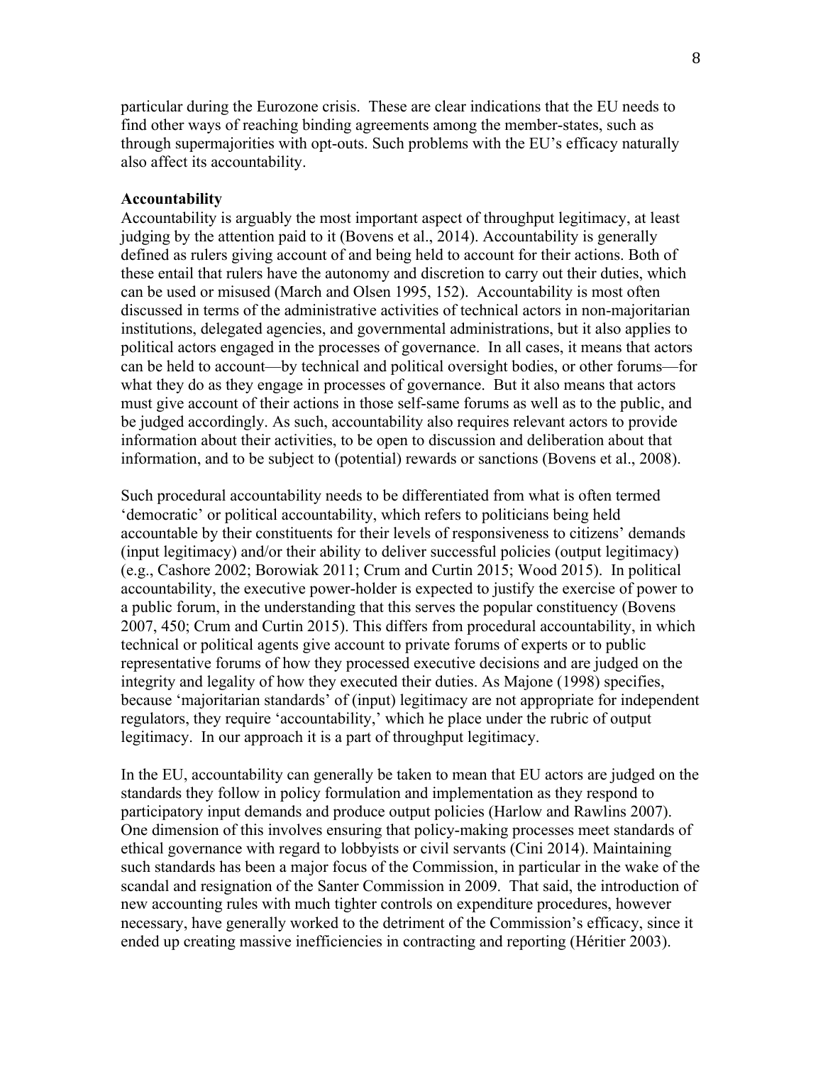particular during the Eurozone crisis. These are clear indications that the EU needs to find other ways of reaching binding agreements among the member-states, such as through supermajorities with opt-outs. Such problems with the EU's efficacy naturally also affect its accountability.

**Accountability**

Accountability is arguably the most important aspect of throughput legitimacy, at least judging by the attention paid to it (Bovens et al., 2014). Accountability is generally defined as rulers giving account of and being held to account for their actions. Both of these entail that rulers have the autonomy and discretion to carry out their duties, which can be used or misused (March and Olsen 1995, 152). Accountability is most often discussed in terms of the administrative activities of technical actors in non-majoritarian institutions, delegated agencies, and governmental administrations, but it also applies to political actors engaged in the processes of governance. In all cases, it means that actors can be held to account—by technical and political oversight bodies, or other forums—for what they do as they engage in processes of governance. But it also means that actors must give account of their actions in those self-same forums as well as to the public, and be judged accordingly. As such, accountability also requires relevant actors to provide information about their activities, to be open to discussion and deliberation about that information, and to be subject to (potential) rewards or sanctions (Bovens et al., 2008).

Such procedural accountability needs to be differentiated from what is often termed 'democratic' or political accountability, which refers to politicians being held accountable by their constituents for their levels of responsiveness to citizens' demands (input legitimacy) and/or their ability to deliver successful policies (output legitimacy) (e.g., Cashore 2002; Borowiak 2011; Crum and Curtin 2015; Wood 2015). In political accountability, the executive power-holder is expected to justify the exercise of power to a public forum, in the understanding that this serves the popular constituency (Bovens 2007, 450; Crum and Curtin 2015). This differs from procedural accountability, in which technical or political agents give account to private forums of experts or to public representative forums of how they processed executive decisions and are judged on the integrity and legality of how they executed their duties. As Majone (1998) specifies, because 'majoritarian standards' of (input) legitimacy are not appropriate for independent regulators, they require 'accountability,' which he place under the rubric of output legitimacy. In our approach it is a part of throughput legitimacy.

In the EU, accountability can generally be taken to mean that EU actors are judged on the standards they follow in policy formulation and implementation as they respond to participatory input demands and produce output policies (Harlow and Rawlins 2007). One dimension of this involves ensuring that policy-making processes meet standards of ethical governance with regard to lobbyists or civil servants (Cini 2014). Maintaining such standards has been a major focus of the Commission, in particular in the wake of the scandal and resignation of the Santer Commission in 2009. That said, the introduction of new accounting rules with much tighter controls on expenditure procedures, however necessary, have generally worked to the detriment of the Commission's efficacy, since it ended up creating massive inefficiencies in contracting and reporting (Héritier 2003).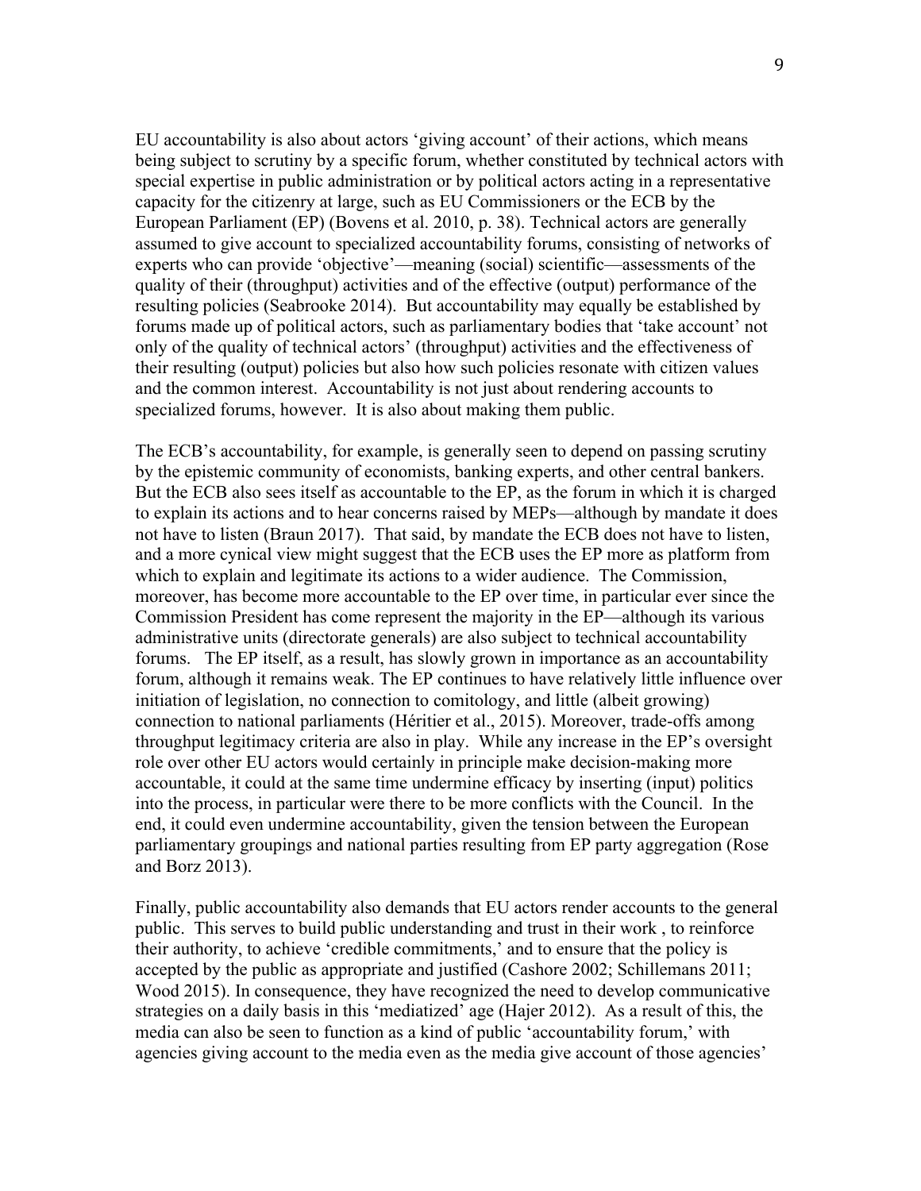EU accountability is also about actors 'giving account' of their actions, which means being subject to scrutiny by a specific forum, whether constituted by technical actors with special expertise in public administration or by political actors acting in a representative capacity for the citizenry at large, such as EU Commissioners or the ECB by the European Parliament (EP) (Bovens et al. 2010, p. 38). Technical actors are generally assumed to give account to specialized accountability forums, consisting of networks of experts who can provide 'objective'—meaning (social) scientific—assessments of the quality of their (throughput) activities and of the effective (output) performance of the resulting policies (Seabrooke 2014). But accountability may equally be established by forums made up of political actors, such as parliamentary bodies that 'take account' not only of the quality of technical actors' (throughput) activities and the effectiveness of their resulting (output) policies but also how such policies resonate with citizen values and the common interest. Accountability is not just about rendering accounts to specialized forums, however. It is also about making them public.

The ECB's accountability, for example, is generally seen to depend on passing scrutiny by the epistemic community of economists, banking experts, and other central bankers. But the ECB also sees itself as accountable to the EP, as the forum in which it is charged to explain its actions and to hear concerns raised by MEPs—although by mandate it does not have to listen (Braun 2017). That said, by mandate the ECB does not have to listen, and a more cynical view might suggest that the ECB uses the EP more as platform from which to explain and legitimate its actions to a wider audience. The Commission, moreover, has become more accountable to the EP over time, in particular ever since the Commission President has come represent the majority in the EP—although its various administrative units (directorate generals) are also subject to technical accountability forums. The EP itself, as a result, has slowly grown in importance as an accountability forum, although it remains weak. The EP continues to have relatively little influence over initiation of legislation, no connection to comitology, and little (albeit growing) connection to national parliaments (Héritier et al., 2015). Moreover, trade-offs among throughput legitimacy criteria are also in play. While any increase in the EP's oversight role over other EU actors would certainly in principle make decision-making more accountable, it could at the same time undermine efficacy by inserting (input) politics into the process, in particular were there to be more conflicts with the Council. In the end, it could even undermine accountability, given the tension between the European parliamentary groupings and national parties resulting from EP party aggregation (Rose and Borz 2013).

Finally, public accountability also demands that EU actors render accounts to the general public. This serves to build public understanding and trust in their work , to reinforce their authority, to achieve 'credible commitments,' and to ensure that the policy is accepted by the public as appropriate and justified (Cashore 2002; Schillemans 2011; Wood 2015). In consequence, they have recognized the need to develop communicative strategies on a daily basis in this 'mediatized' age (Hajer 2012). As a result of this, the media can also be seen to function as a kind of public 'accountability forum,' with agencies giving account to the media even as the media give account of those agencies'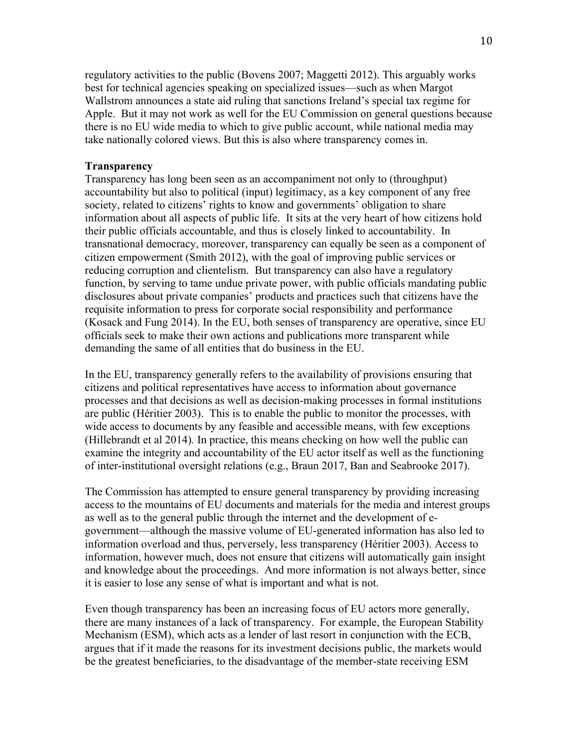regulatory activities to the public (Bovens 2007; Maggetti 2012). This arguably works best for technical agencies speaking on specialized issues—such as when Margot Wallstrom announces a state aid ruling that sanctions Ireland's special tax regime for Apple. But it may not work as well for the EU Commission on general questions because there is no EU wide media to which to give public account, while national media may take nationally colored views. But this is also where transparency comes in.

**Transparency**

Transparency has long been seen as an accompaniment not only to (throughput) accountability but also to political (input) legitimacy, as a key component of any free society, related to citizens' rights to know and governments' obligation to share information about all aspects of public life. It sits at the very heart of how citizens hold their public officials accountable, and thus is closely linked to accountability. In transnational democracy, moreover, transparency can equally be seen as a component of citizen empowerment (Smith 2012), with the goal of improving public services or reducing corruption and clientelism. But transparency can also have a regulatory function, by serving to tame undue private power, with public officials mandating public disclosures about private companies' products and practices such that citizens have the requisite information to press for corporate social responsibility and performance (Kosack and Fung 2014). In the EU, both senses of transparency are operative, since EU officials seek to make their own actions and publications more transparent while demanding the same of all entities that do business in the EU.

In the EU, transparency generally refers to the availability of provisions ensuring that citizens and political representatives have access to information about governance processes and that decisions as well as decision-making processes in formal institutions are public (Héritier 2003). This is to enable the public to monitor the processes, with wide access to documents by any feasible and accessible means, with few exceptions (Hillebrandt et al 2014). In practice, this means checking on how well the public can examine the integrity and accountability of the EU actor itself as well as the functioning of inter-institutional oversight relations (e.g., Braun 2017, Ban and Seabrooke 2017).

The Commission has attempted to ensure general transparency by providing increasing access to the mountains of EU documents and materials for the media and interest groups as well as to the general public through the internet and the development of e-government—although the massive volume of EU-generated information has also led to information overload and thus, perversely, less transparency (Héritier 2003). Access to information, however much, does not ensure that citizens will automatically gain insight and knowledge about the proceedings. And more information is not always better, since it is easier to lose any sense of what is important and what is not.

Even though transparency has been an increasing focus of EU actors more generally, there are many instances of a lack of transparency. For example, the European Stability Mechanism (ESM), which acts as a lender of last resort in conjunction with the ECB, argues that if it made the reasons for its investment decisions public, the markets would be the greatest beneficiaries, to the disadvantage of the member-state receiving ESM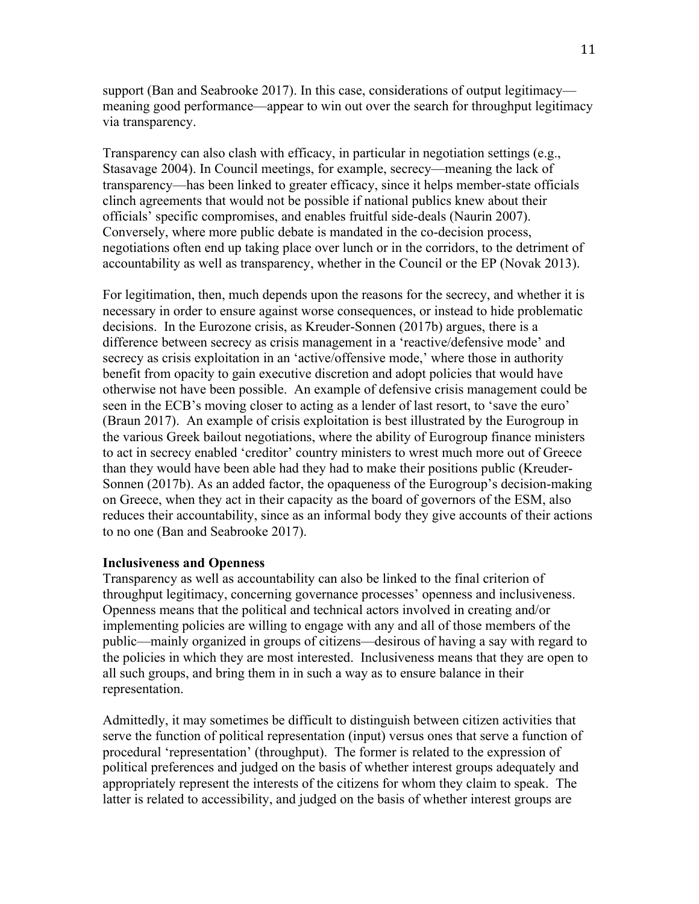support (Ban and Seabrooke 2017). In this case, considerations of output legitimacy—meaning good performance—appear to win out over the search for throughput legitimacy via transparency.

Transparency can also clash with efficacy, in particular in negotiation settings (e.g., Stasavage 2004). In Council meetings, for example, secrecy—meaning the lack of transparency—has been linked to greater efficacy, since it helps member-state officials clinch agreements that would not be possible if national publics knew about their officials' specific compromises, and enables fruitful side-deals (Naurin 2007). Conversely, where more public debate is mandated in the co-decision process, negotiations often end up taking place over lunch or in the corridors, to the detriment of accountability as well as transparency, whether in the Council or the EP (Novak 2013).

For legitimation, then, much depends upon the reasons for the secrecy, and whether it is necessary in order to ensure against worse consequences, or instead to hide problematic decisions. In the Eurozone crisis, as Kreuder-Sonnen (2017b) argues, there is a difference between secrecy as crisis management in a 'reactive/defensive mode' and secrecy as crisis exploitation in an 'active/offensive mode,' where those in authority benefit from opacity to gain executive discretion and adopt policies that would have otherwise not have been possible. An example of defensive crisis management could be seen in the ECB's moving closer to acting as a lender of last resort, to 'save the euro' (Braun 2017). An example of crisis exploitation is best illustrated by the Eurogroup in the various Greek bailout negotiations, where the ability of Eurogroup finance ministers to act in secrecy enabled 'creditor' country ministers to wrest much more out of Greece than they would have been able had they had to make their positions public (Kreuder-Sonnen (2017b). As an added factor, the opaqueness of the Eurogroup's decision-making on Greece, when they act in their capacity as the board of governors of the ESM, also reduces their accountability, since as an informal body they give accounts of their actions to no one (Ban and Seabrooke 2017).

**Inclusiveness and Openness**

Transparency as well as accountability can also be linked to the final criterion of throughput legitimacy, concerning governance processes' openness and inclusiveness. Openness means that the political and technical actors involved in creating and/or implementing policies are willing to engage with any and all of those members of the public—mainly organized in groups of citizens—desirous of having a say with regard to the policies in which they are most interested. Inclusiveness means that they are open to all such groups, and bring them in in such a way as to ensure balance in their representation.

Admittedly, it may sometimes be difficult to distinguish between citizen activities that serve the function of political representation (input) versus ones that serve a function of procedural 'representation' (throughput). The former is related to the expression of political preferences and judged on the basis of whether interest groups adequately and appropriately represent the interests of the citizens for whom they claim to speak. The latter is related to accessibility, and judged on the basis of whether interest groups are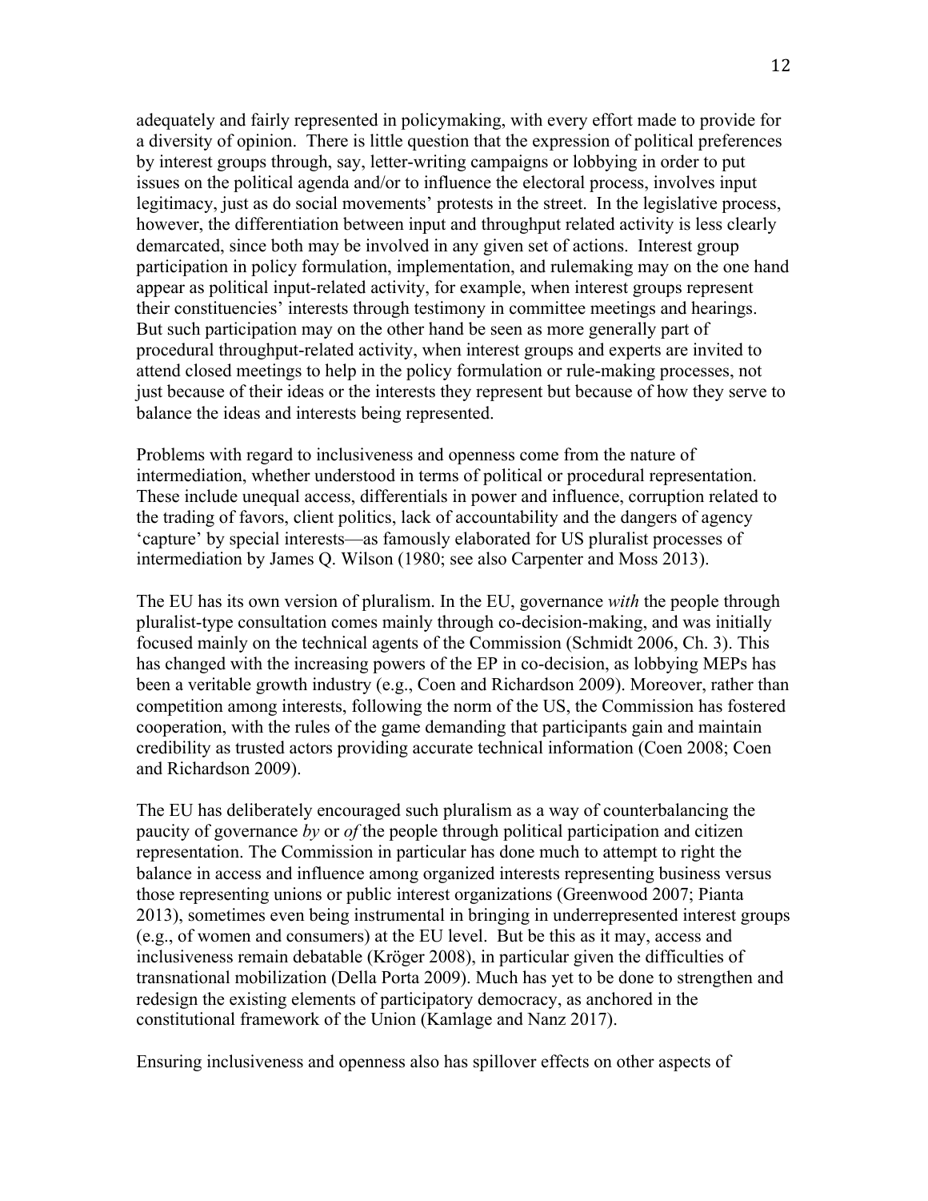adequately and fairly represented in policymaking, with every effort made to provide for a diversity of opinion. There is little question that the expression of political preferences by interest groups through, say, letter-writing campaigns or lobbying in order to put issues on the political agenda and/or to influence the electoral process, involves input legitimacy, just as do social movements' protests in the street. In the legislative process, however, the differentiation between input and throughput related activity is less clearly demarcated, since both may be involved in any given set of actions. Interest group participation in policy formulation, implementation, and rulemaking may on the one hand appear as political input-related activity, for example, when interest groups represent their constituencies' interests through testimony in committee meetings and hearings. But such participation may on the other hand be seen as more generally part of procedural throughput-related activity, when interest groups and experts are invited to attend closed meetings to help in the policy formulation or rule-making processes, not just because of their ideas or the interests they represent but because of how they serve to balance the ideas and interests being represented.

Problems with regard to inclusiveness and openness come from the nature of intermediation, whether understood in terms of political or procedural representation. These include unequal access, differentials in power and influence, corruption related to the trading of favors, client politics, lack of accountability and the dangers of agency 'capture' by special interests—as famously elaborated for US pluralist processes of intermediation by James Q. Wilson (1980; see also Carpenter and Moss 2013).

The EU has its own version of pluralism. In the EU, governance *with* the people through pluralist-type consultation comes mainly through co-decision-making, and was initially focused mainly on the technical agents of the Commission (Schmidt 2006, Ch. 3). This has changed with the increasing powers of the EP in co-decision, as lobbying MEPs has been a veritable growth industry (e.g., Coen and Richardson 2009). Moreover, rather than competition among interests, following the norm of the US, the Commission has fostered cooperation, with the rules of the game demanding that participants gain and maintain credibility as trusted actors providing accurate technical information (Coen 2008; Coen and Richardson 2009).

The EU has deliberately encouraged such pluralism as a way of counterbalancing the paucity of governance *by* or *of* the people through political participation and citizen representation. The Commission in particular has done much to attempt to right the balance in access and influence among organized interests representing business versus those representing unions or public interest organizations (Greenwood 2007; Pianta 2013), sometimes even being instrumental in bringing in underrepresented interest groups (e.g., of women and consumers) at the EU level. But be this as it may, access and inclusiveness remain debatable (Kröger 2008), in particular given the difficulties of transnational mobilization (Della Porta 2009). Much has yet to be done to strengthen and redesign the existing elements of participatory democracy, as anchored in the constitutional framework of the Union (Kamlage and Nanz 2017).

Ensuring inclusiveness and openness also has spillover effects on other aspects of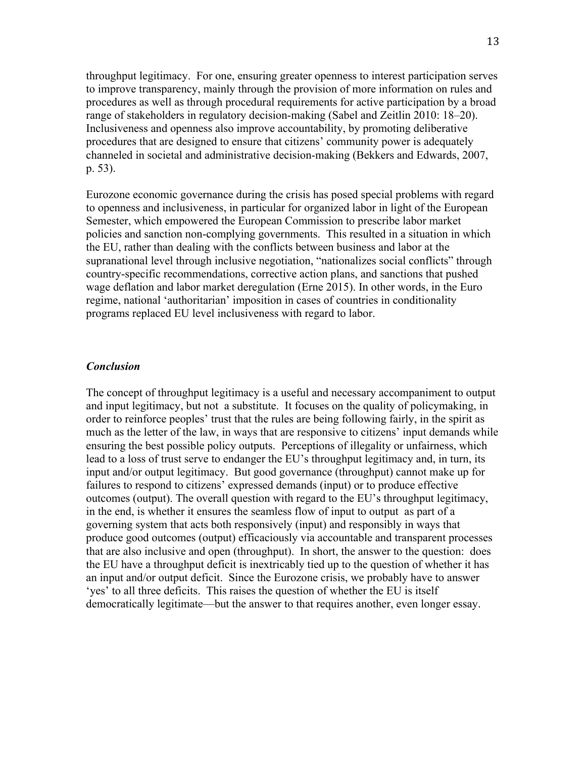throughput legitimacy. For one, ensuring greater openness to interest participation serves to improve transparency, mainly through the provision of more information on rules and procedures as well as through procedural requirements for active participation by a broad range of stakeholders in regulatory decision-making (Sabel and Zeitlin 2010: 18–20). Inclusiveness and openness also improve accountability, by promoting deliberative procedures that are designed to ensure that citizens' community power is adequately channeled in societal and administrative decision-making (Bekkers and Edwards, 2007, p. 53).

Eurozone economic governance during the crisis has posed special problems with regard to openness and inclusiveness, in particular for organized labor in light of the European Semester, which empowered the European Commission to prescribe labor market policies and sanction non-complying governments. This resulted in a situation in which the EU, rather than dealing with the conflicts between business and labor at the supranational level through inclusive negotiation, "nationalizes social conflicts" through country-specific recommendations, corrective action plans, and sanctions that pushed wage deflation and labor market deregulation (Erne 2015). In other words, in the Euro regime, national 'authoritarian' imposition in cases of countries in conditionality programs replaced EU level inclusiveness with regard to labor.

### *Conclusion*

The concept of throughput legitimacy is a useful and necessary accompaniment to output and input legitimacy, but not a substitute. It focuses on the quality of policymaking, in order to reinforce peoples' trust that the rules are being following fairly, in the spirit as much as the letter of the law, in ways that are responsive to citizens' input demands while ensuring the best possible policy outputs. Perceptions of illegality or unfairness, which lead to a loss of trust serve to endanger the EU's throughput legitimacy and, in turn, its input and/or output legitimacy. But good governance (throughput) cannot make up for failures to respond to citizens' expressed demands (input) or to produce effective outcomes (output). The overall question with regard to the EU's throughput legitimacy, in the end, is whether it ensures the seamless flow of input to output as part of a governing system that acts both responsively (input) and responsibly in ways that produce good outcomes (output) efficaciously via accountable and transparent processes that are also inclusive and open (throughput). In short, the answer to the question: does the EU have a throughput deficit is inextricably tied up to the question of whether it has an input and/or output deficit. Since the Eurozone crisis, we probably have to answer 'yes' to all three deficits. This raises the question of whether the EU is itself democratically legitimate—but the answer to that requires another, even longer essay.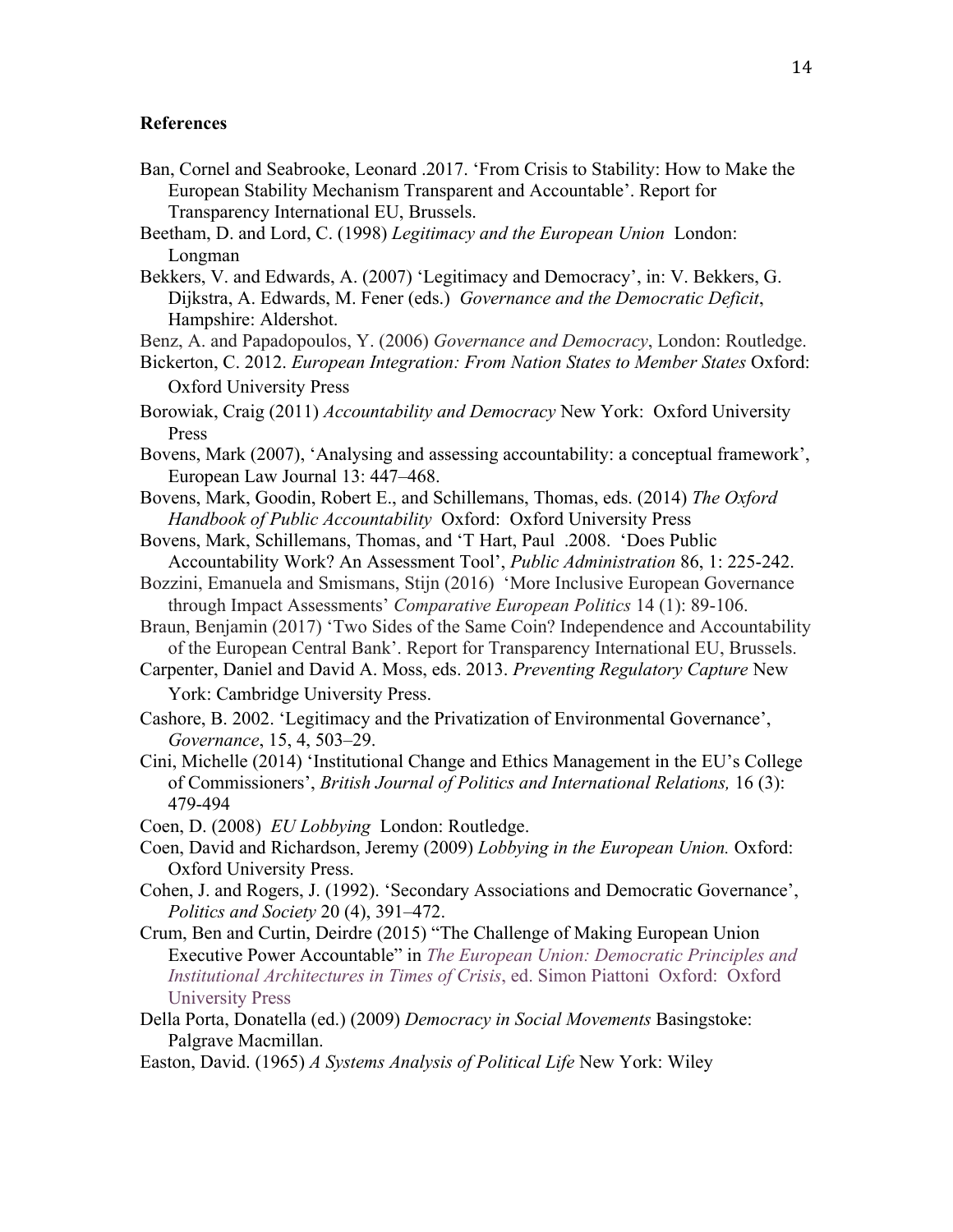**References**

Ban, Cornel and Seabrooke, Leonard .2017. 'From Crisis to Stability: How to Make the European Stability Mechanism Transparent and Accountable'. Report for Transparency International EU, Brussels.

Beetham, D. and Lord, C. (1998) *Legitimacy and the European Union* London: Longman

Bekkers, V. and Edwards, A. (2007) 'Legitimacy and Democracy', in: V. Bekkers, G. Dijkstra, A. Edwards, M. Fener (eds.) *Governance and the Democratic Deficit*, Hampshire: Aldershot.

Benz, A. and Papadopoulos, Y. (2006) *Governance and Democracy*, London: Routledge.

Bickerton, C. 2012. *European Integration: From Nation States to Member States* Oxford: Oxford University Press

Borowiak, Craig (2011) *Accountability and Democracy* New York: Oxford University Press

Bovens, Mark (2007), 'Analysing and assessing accountability: a conceptual framework', European Law Journal 13: 447–468.

Bovens, Mark, Goodin, Robert E., and Schillemans, Thomas, eds. (2014) *The Oxford Handbook of Public Accountability* Oxford: Oxford University Press

Bovens, Mark, Schillemans, Thomas, and 'T Hart, Paul .2008. 'Does Public Accountability Work? An Assessment Tool', *Public Administration* 86, 1: 225-242.

Bozzini, Emanuela and Smismans, Stijn (2016) 'More Inclusive European Governance through Impact Assessments' *Comparative European Politics* 14 (1): 89-106.

Braun, Benjamin (2017) 'Two Sides of the Same Coin? Independence and Accountability of the European Central Bank'. Report for Transparency International EU, Brussels.

Carpenter, Daniel and David A. Moss, eds. 2013. *Preventing Regulatory Capture* New York: Cambridge University Press.

Cashore, B. 2002. 'Legitimacy and the Privatization of Environmental Governance', *Governance*, 15, 4, 503–29.

Cini, Michelle (2014) 'Institutional Change and Ethics Management in the EU's College of Commissioners', *British Journal of Politics and International Relations,* 16 (3): 479-494

Coen, D. (2008) *EU Lobbying* London: Routledge.

Coen, David and Richardson, Jeremy (2009) *Lobbying in the European Union.* Oxford: Oxford University Press.

Cohen, J. and Rogers, J. (1992). 'Secondary Associations and Democratic Governance', *Politics and Society* 20 (4), 391–472.

Crum, Ben and Curtin, Deirdre (2015) "The Challenge of Making European Union Executive Power Accountable" in *The European Union: Democratic Principles and Institutional Architectures in Times of Crisis*, ed. Simon Piattoni Oxford: Oxford University Press

Della Porta, Donatella (ed.) (2009) *Democracy in Social Movements* Basingstoke: Palgrave Macmillan.

Easton, David. (1965) *A Systems Analysis of Political Life* New York: Wiley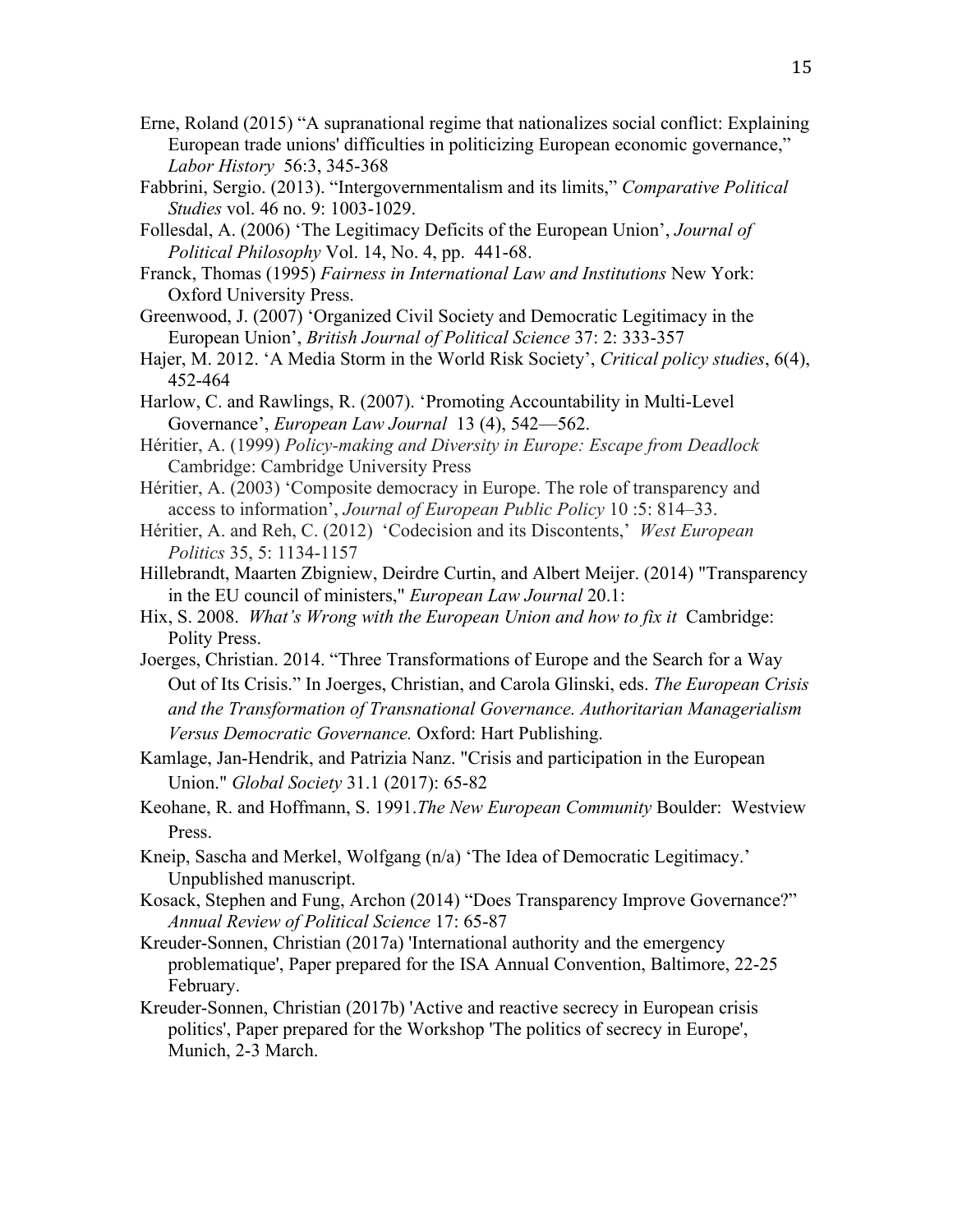Erne, Roland (2015) "A supranational regime that nationalizes social conflict: Explaining European trade unions' difficulties in politicizing European economic governance," *Labor History* 56:3, 345-368

Fabbrini, Sergio. (2013). "Intergovernmentalism and its limits," *Comparative Political Studies* vol. 46 no. 9: 1003-1029.

Follesdal, A. (2006) 'The Legitimacy Deficits of the European Union', *Journal of Political Philosophy* Vol. 14, No. 4, pp. 441-68.

Franck, Thomas (1995) *Fairness in International Law and Institutions* New York: Oxford University Press.

Greenwood, J. (2007) 'Organized Civil Society and Democratic Legitimacy in the European Union', *British Journal of Political Science* 37: 2: 333-357

Hajer, M. 2012. 'A Media Storm in the World Risk Society', *Critical policy studies*, 6(4), 452-464

Harlow, C. and Rawlings, R. (2007). 'Promoting Accountability in Multi-Level Governance', *European Law Journal* 13 (4), 542—562.

Héritier, A. (1999) *Policy-making and Diversity in Europe: Escape from Deadlock* Cambridge: Cambridge University Press

Héritier, A. (2003) 'Composite democracy in Europe. The role of transparency and access to information', *Journal of European Public Policy* 10 :5: 814–33.

Héritier, A. and Reh, C. (2012) 'Codecision and its Discontents,' *West European Politics* 35, 5: 1134-1157

Hillebrandt, Maarten Zbigniew, Deirdre Curtin, and Albert Meijer. (2014) "Transparency in the EU council of ministers," *European Law Journal* 20.1:

Hix, S. 2008. *What's Wrong with the European Union and how to fix it* Cambridge: Polity Press.

Joerges, Christian. 2014. "Three Transformations of Europe and the Search for a Way Out of Its Crisis." In Joerges, Christian, and Carola Glinski, eds. *The European Crisis and the Transformation of Transnational Governance. Authoritarian Managerialism Versus Democratic Governance.* Oxford: Hart Publishing.

Kamlage, Jan-Hendrik, and Patrizia Nanz. "Crisis and participation in the European Union." *Global Society* 31.1 (2017): 65-82

Keohane, R. and Hoffmann, S. 1991.*The New European Community* Boulder: Westview Press.

Kneip, Sascha and Merkel, Wolfgang (n/a) 'The Idea of Democratic Legitimacy.' Unpublished manuscript.

Kosack, Stephen and Fung, Archon (2014) "Does Transparency Improve Governance?" *Annual Review of Political Science* 17: 65-87

Kreuder-Sonnen, Christian (2017a) 'International authority and the emergency problematique', Paper prepared for the ISA Annual Convention, Baltimore, 22-25 February.

Kreuder-Sonnen, Christian (2017b) 'Active and reactive secrecy in European crisis politics', Paper prepared for the Workshop 'The politics of secrecy in Europe', Munich, 2-3 March.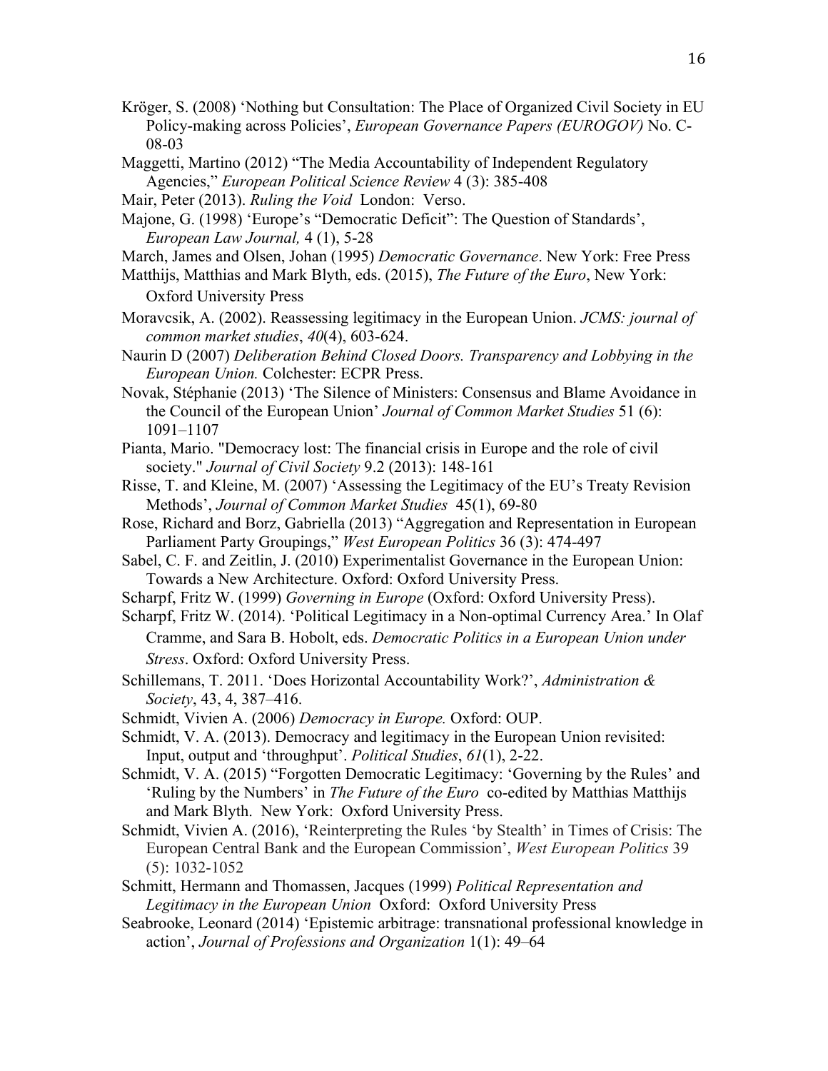Kröger, S. (2008) 'Nothing but Consultation: The Place of Organized Civil Society in EU Policy-making across Policies', *European Governance Papers (EUROGOV)* No. C-08-03

Maggetti, Martino (2012) "The Media Accountability of Independent Regulatory Agencies," *European Political Science Review* 4 (3): 385-408

Mair, Peter (2013). *Ruling the Void* London: Verso.

Majone, G. (1998) 'Europe's "Democratic Deficit": The Question of Standards', *European Law Journal,* 4 (1), 5-28

March, James and Olsen, Johan (1995) *Democratic Governance*. New York: Free Press

Matthijs, Matthias and Mark Blyth, eds. (2015), *The Future of the Euro*, New York: Oxford University Press

Moravcsik, A. (2002). Reassessing legitimacy in the European Union. *JCMS: journal of common market studies*, *40*(4), 603-624.

Naurin D (2007) *Deliberation Behind Closed Doors. Transparency and Lobbying in the European Union.* Colchester: ECPR Press.

Novak, Stéphanie (2013) 'The Silence of Ministers: Consensus and Blame Avoidance in the Council of the European Union' *Journal of Common Market Studies* 51 (6): 1091–1107

Pianta, Mario. "Democracy lost: The financial crisis in Europe and the role of civil society." *Journal of Civil Society* 9.2 (2013): 148-161

Risse, T. and Kleine, M. (2007) 'Assessing the Legitimacy of the EU's Treaty Revision Methods', *Journal of Common Market Studies* 45(1), 69-80

Rose, Richard and Borz, Gabriella (2013) "Aggregation and Representation in European Parliament Party Groupings," *West European Politics* 36 (3): 474-497

Sabel, C. F. and Zeitlin, J. (2010) Experimentalist Governance in the European Union: Towards a New Architecture. Oxford: Oxford University Press.

Scharpf, Fritz W. (1999) *Governing in Europe* (Oxford: Oxford University Press).

Scharpf, Fritz W. (2014). 'Political Legitimacy in a Non-optimal Currency Area.' In Olaf Cramme, and Sara B. Hobolt, eds. *Democratic Politics in a European Union under Stress*. Oxford: Oxford University Press.

Schillemans, T. 2011. 'Does Horizontal Accountability Work?', *Administration & Society*, 43, 4, 387–416.

Schmidt, Vivien A. (2006) *Democracy in Europe.* Oxford: OUP.

Schmidt, V. A. (2013). Democracy and legitimacy in the European Union revisited: Input, output and 'throughput'. *Political Studies*, *61*(1), 2-22.

Schmidt, V. A. (2015) "Forgotten Democratic Legitimacy: 'Governing by the Rules' and 'Ruling by the Numbers' in *The Future of the Euro* co-edited by Matthias Matthijs and Mark Blyth. New York: Oxford University Press.

Schmidt, Vivien A. (2016), 'Reinterpreting the Rules 'by Stealth' in Times of Crisis: The European Central Bank and the European Commission', *West European Politics* 39 (5): 1032-1052

Schmitt, Hermann and Thomassen, Jacques (1999) *Political Representation and Legitimacy in the European Union* Oxford: Oxford University Press

Seabrooke, Leonard (2014) 'Epistemic arbitrage: transnational professional knowledge in action', *Journal of Professions and Organization* 1(1): 49–64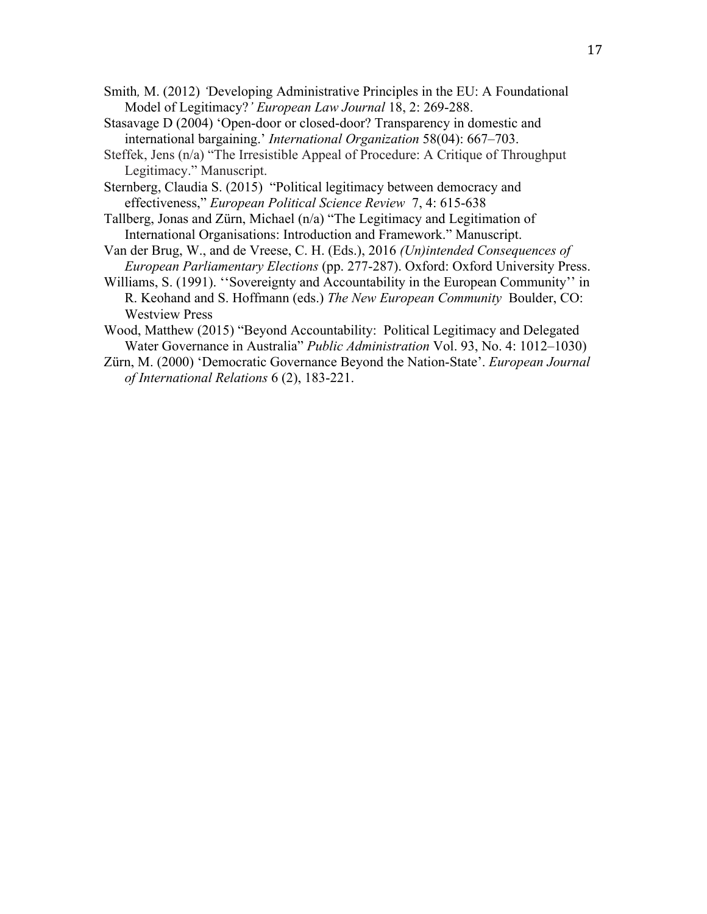Smith, M. (2012) 'Developing Administrative Principles in the EU: A Foundational Model of Legitimacy?' *European Law Journal* 18, 2: 269-288.

Stasavage D (2004) 'Open-door or closed-door? Transparency in domestic and international bargaining.' *International Organization* 58(04): 667–703.

Steffek, Jens (n/a) "The Irresistible Appeal of Procedure: A Critique of Throughput Legitimacy." Manuscript.

Sternberg, Claudia S. (2015) "Political legitimacy between democracy and effectiveness," *European Political Science Review* 7, 4: 615-638

Tallberg, Jonas and Zürn, Michael (n/a) "The Legitimacy and Legitimation of International Organisations: Introduction and Framework." Manuscript.

Van der Brug, W., and de Vreese, C. H. (Eds.), 2016 *(Un)intended Consequences of European Parliamentary Elections* (pp. 277-287). Oxford: Oxford University Press.

Williams, S. (1991). ''Sovereignty and Accountability in the European Community'' in R. Keohand and S. Hoffmann (eds.) *The New European Community* Boulder, CO: Westview Press

Wood, Matthew (2015) "Beyond Accountability: Political Legitimacy and Delegated Water Governance in Australia" *Public Administration* Vol. 93, No. 4: 1012–1030)

Zürn, M. (2000) 'Democratic Governance Beyond the Nation-State'. *European Journal of International Relations* 6 (2), 183-221.